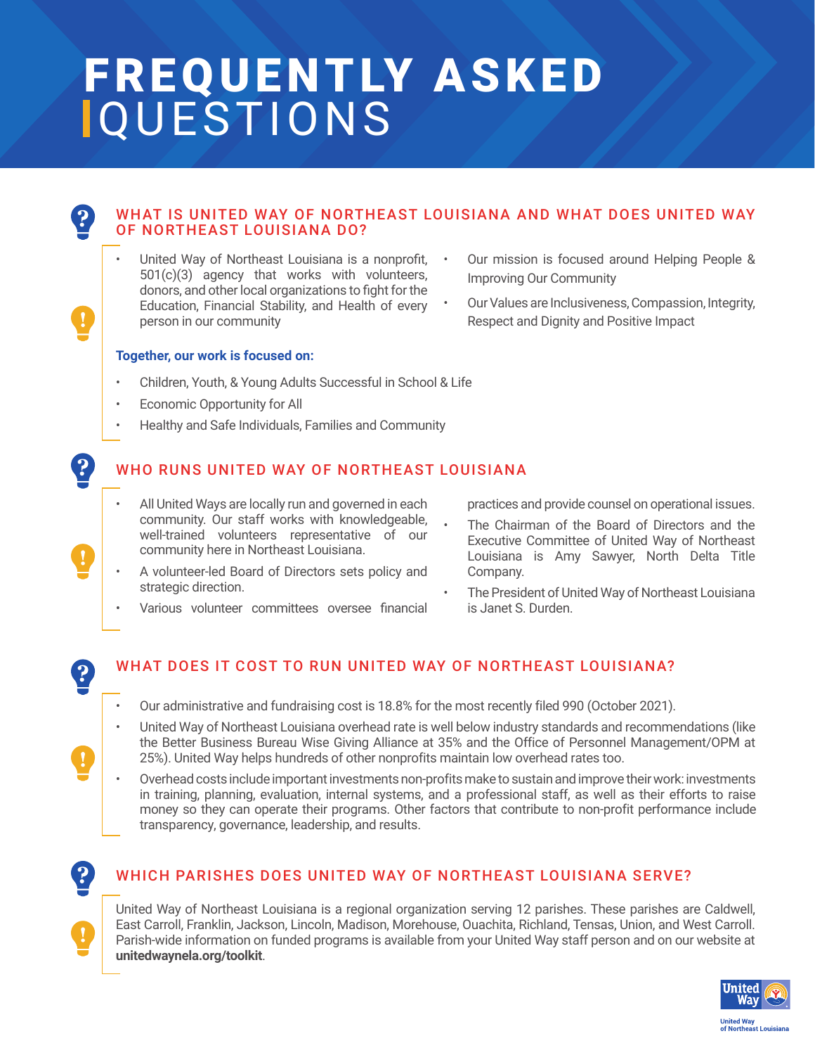# FREQUENTLY ASKED QUESTIONS

## WHAT IS UNITED WAY OF NORTHEAST LOUISIANA AND WHAT DOES UNITED WAY OF NORTHEAST LOUISIANA DO?

- United Way of Northeast Louisiana is a nonprofit, 501(c)(3) agency that works with volunteers, donors, and other local organizations to fight for the Education, Financial Stability, and Health of every person in our community
- Our mission is focused around Helping People & Improving Our Community
- Our Values are Inclusiveness, Compassion, Integrity, Respect and Dignity and Positive Impact

**Together, our work is focused on:**

- Children, Youth, & Young Adults Successful in School & Life
- Economic Opportunity for All
- Healthy and Safe Individuals, Families and Community

## WHO RUNS UNITED WAY OF NORTHEAST LOUISIANA

- All United Ways are locally run and governed in each community. Our staff works with knowledgeable, well-trained volunteers representative of our community here in Northeast Louisiana.
- A volunteer-led Board of Directors sets policy and strategic direction.
- Various volunteer committees oversee financial practices and provide counsel on operational issues.
- The Chairman of the Board of Directors and the Executive Committee of United Way of Northeast Louisiana is Amy Sawyer, North Delta Title Company.
- The President of United Way of Northeast Louisiana is Janet S. Durden.

## WHAT DOES IT COST TO RUN UNITED WAY OF NORTHEAST LOUISIANA?

- Our administrative and fundraising cost is 18.8% for the most recently filed 990 (October 2021).
- United Way of Northeast Louisiana overhead rate is well below industry standards and recommendations (like the Better Business Bureau Wise Giving Alliance at 35% and the Office of Personnel Management/OPM at 25%). United Way helps hundreds of other nonprofits maintain low overhead rates too.
- Overhead costs include important investments non-profits make to sustain and improve their work: investments in training, planning, evaluation, internal systems, and a professional staff, as well as their efforts to raise money so they can operate their programs. Other factors that contribute to non-profit performance include transparency, governance, leadership, and results.

## WHICH PARISHES DOES UNITED WAY OF NORTHEAST LOUISIANA SERVE?

United Way of Northeast Louisiana is a regional organization serving 12 parishes. These parishes are Caldwell, East Carroll, Franklin, Jackson, Lincoln, Madison, Morehouse, Ouachita, Richland, Tensas, Union, and West Carroll. Parish-wide information on funded programs is available from your United Way staff person and on our website at **unitedwaynela.org/toolkit**.

United Way of Northeast Louisiana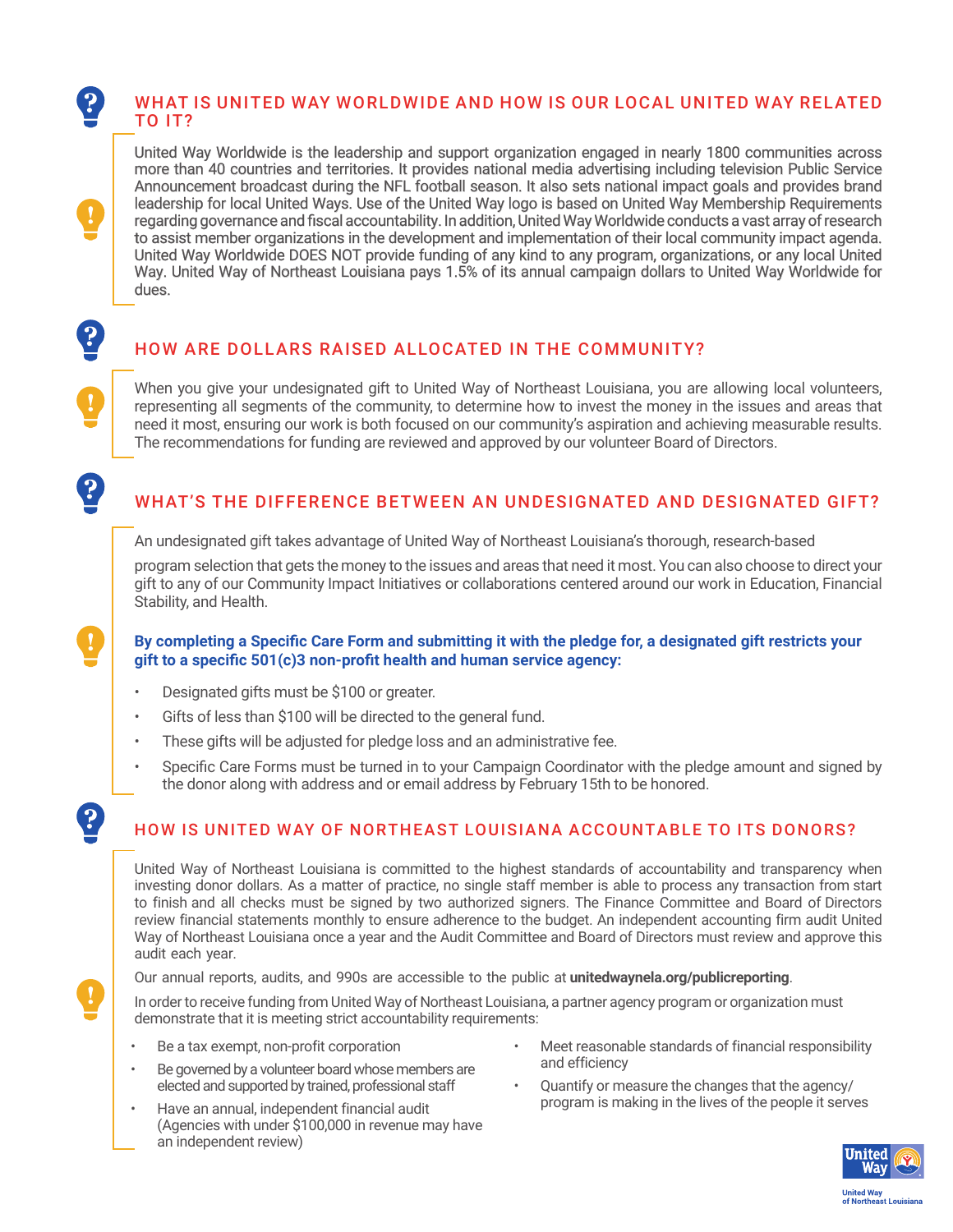## WHAT IS UNITED WAY WORLDWIDE AND HOW IS OUR LOCAL UNITED WAY RELATED TO IT?

United Way Worldwide is the leadership and support organization engaged in nearly 1800 communities across more than 40 countries and territories. It provides national media advertising including television Public Service Announcement broadcast during the NFL football season. It also sets national impact goals and provides brand leadership for local United Ways. Use of the United Way logo is based on United Way Membership Requirements regarding governance and fiscal accountability. In addition, United Way Worldwide conducts a vast array of research to assist member organizations in the development and implementation of their local community impact agenda. United Way Worldwide DOES NOT provide funding of any kind to any program, organizations, or any local United Way. United Way of Northeast Louisiana pays 1.5% of its annual campaign dollars to United Way Worldwide for dues.

## HOW ARE DOLLARS RAISED ALLOCATED IN THE COMMUNITY?

When you give your undesignated gift to United Way of Northeast Louisiana, you are allowing local volunteers, representing all segments of the community, to determine how to invest the money in the issues and areas that need it most, ensuring our work is both focused on our community's aspiration and achieving measurable results. The recommendations for funding are reviewed and approved by our volunteer Board of Directors.

## WHAT'S THE DIFFERENCE BETWEEN AN UNDESIGNATED AND DESIGNATED GIFT?

An undesignated gift takes advantage of United Way of Northeast Louisiana's thorough, research-based program selection that gets the money to the issues and areas that need it most. You can also choose to direct your gift to any of our Community Impact Initiatives or collaborations centered around our work in Education, Financial Stability, and Health.

**By completing a Specific Care Form and submitting it with the pledge for, a designated gift restricts your gift to a specific 501(c)3 non-profit health and human service agency:**

- Designated gifts must be $100 or greater.
- Gifts of less than $100 will be directed to the general fund.
- These gifts will be adjusted for pledge loss and an administrative fee.
- Specific Care Forms must be turned in to your Campaign Coordinator with the pledge amount and signed by the donor along with address and or email address by February 15th to be honored.

## HOW IS UNITED WAY OF NORTHEAST LOUISIANA ACCOUNTABLE TO ITS DONORS?

United Way of Northeast Louisiana is committed to the highest standards of accountability and transparency when investing donor dollars. As a matter of practice, no single staff member is able to process any transaction from start to finish and all checks must be signed by two authorized signers. The Finance Committee and Board of Directors review financial statements monthly to ensure adherence to the budget. An independent accounting firm audit United Way of Northeast Louisiana once a year and the Audit Committee and Board of Directors must review and approve this audit each year.

Our annual reports, audits, and 990s are accessible to the public at **unitedwaynela.org/publicreporting**.

In order to receive funding from United Way of Northeast Louisiana, a partner agency program or organization must demonstrate that it is meeting strict accountability requirements:

- Be a tax exempt, non-profit corporation
- Be governed by a volunteer board whose members are elected and supported by trained, professional staff
- Have an annual, independent financial audit (Agencies with under $100,000 in revenue may have an independent review)
- Meet reasonable standards of financial responsibility and efficiency
- Quantify or measure the changes that the agency/program is making in the lives of the people it serves

United Way of Northeast Louisiana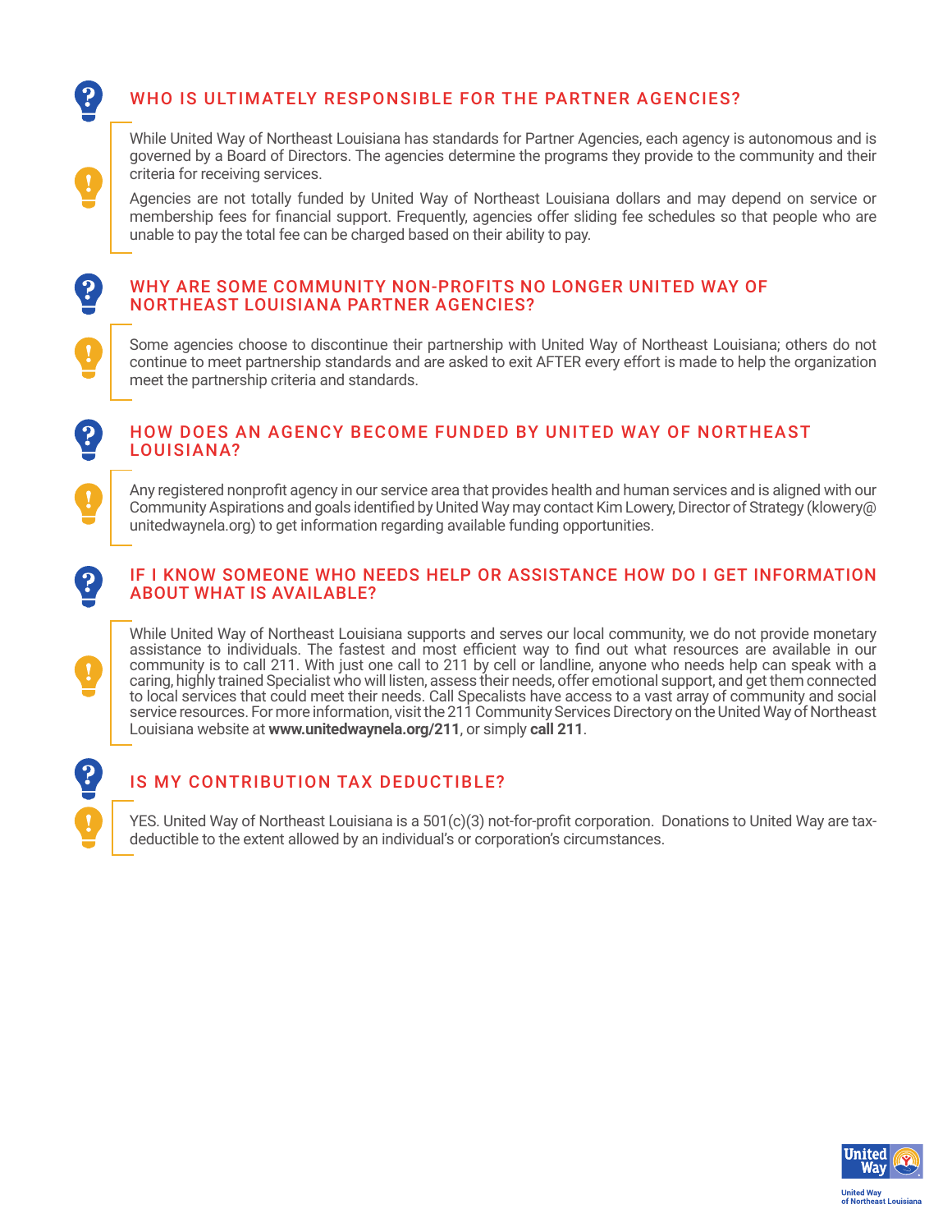## WHO IS ULTIMATELY RESPONSIBLE FOR THE PARTNER AGENCIES?

While United Way of Northeast Louisiana has standards for Partner Agencies, each agency is autonomous and is governed by a Board of Directors. The agencies determine the programs they provide to the community and their criteria for receiving services.

Agencies are not totally funded by United Way of Northeast Louisiana dollars and may depend on service or membership fees for financial support. Frequently, agencies offer sliding fee schedules so that people who are unable to pay the total fee can be charged based on their ability to pay.

## WHY ARE SOME COMMUNITY NON-PROFITS NO LONGER UNITED WAY OF NORTHEAST LOUISIANA PARTNER AGENCIES?

Some agencies choose to discontinue their partnership with United Way of Northeast Louisiana; others do not continue to meet partnership standards and are asked to exit AFTER every effort is made to help the organization meet the partnership criteria and standards.

## HOW DOES AN AGENCY BECOME FUNDED BY UNITED WAY OF NORTHEAST LOUISIANA?

Any registered nonprofit agency in our service area that provides health and human services and is aligned with our Community Aspirations and goals identified by United Way may contact Kim Lowery, Director of Strategy (klowery@unitedwaynela.org) to get information regarding available funding opportunities.

## IF I KNOW SOMEONE WHO NEEDS HELP OR ASSISTANCE HOW DO I GET INFORMATION ABOUT WHAT IS AVAILABLE?

While United Way of Northeast Louisiana supports and serves our local community, we do not provide monetary assistance to individuals. The fastest and most efficient way to find out what resources are available in our community is to call 211. With just one call to 211 by cell or landline, anyone who needs help can speak with a caring, highly trained Specialist who will listen, assess their needs, offer emotional support, and get them connected to local services that could meet their needs. Call Specalists have access to a vast array of community and social service resources. For more information, visit the 211 Community Services Directory on the United Way of Northeast Louisiana website at **www.unitedwaynela.org/211**, or simply **call 211**.

## IS MY CONTRIBUTION TAX DEDUCTIBLE?

YES. United Way of Northeast Louisiana is a 501(c)(3) not-for-profit corporation. Donations to United Way are tax-deductible to the extent allowed by an individual's or corporation's circumstances.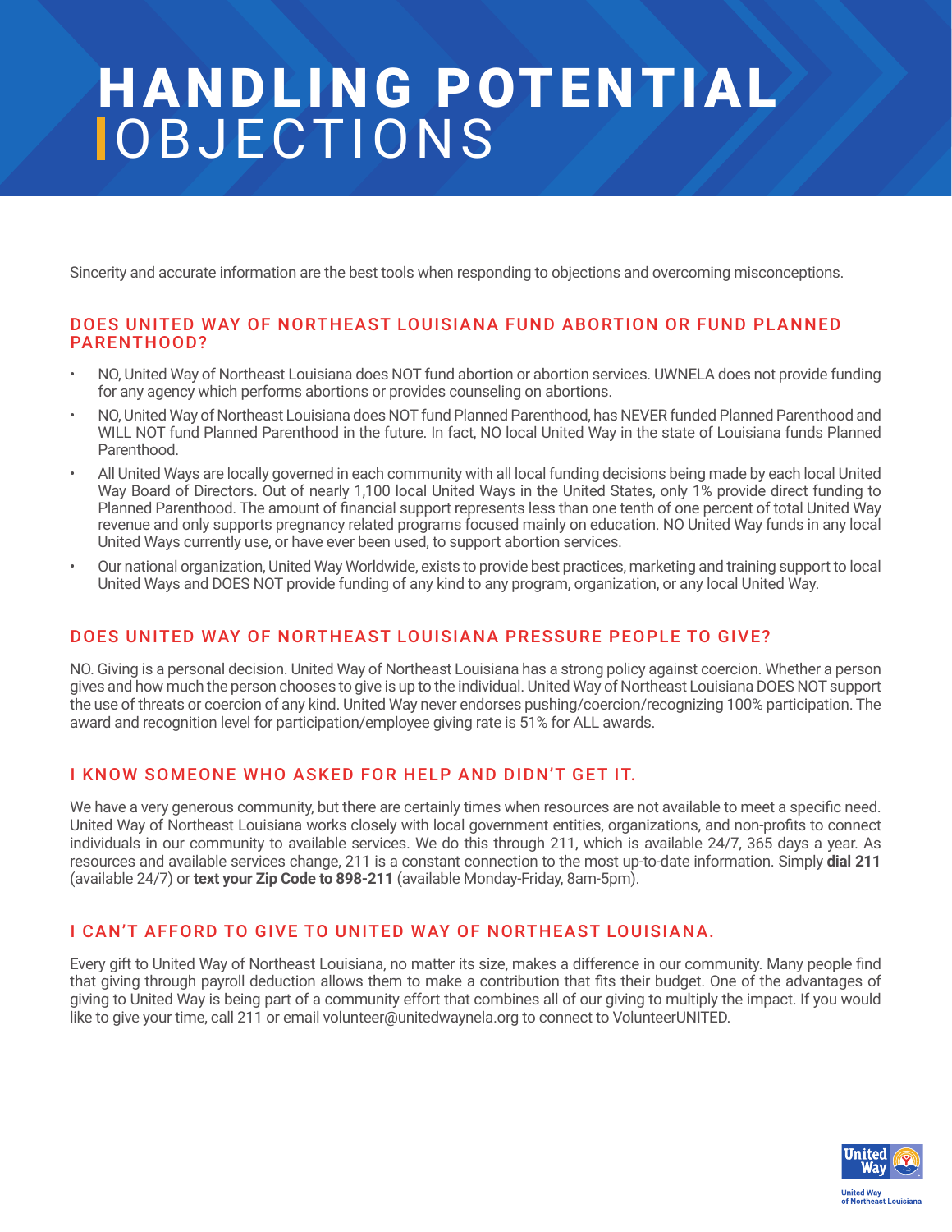# HANDLING POTENTIAL OBJECTIONS

Sincerity and accurate information are the best tools when responding to objections and overcoming misconceptions.

## DOES UNITED WAY OF NORTHEAST LOUISIANA FUND ABORTION OR FUND PLANNED PARENTHOOD?

- NO, United Way of Northeast Louisiana does NOT fund abortion or abortion services. UWNELA does not provide funding for any agency which performs abortions or provides counseling on abortions.
- NO, United Way of Northeast Louisiana does NOT fund Planned Parenthood, has NEVER funded Planned Parenthood and WILL NOT fund Planned Parenthood in the future. In fact, NO local United Way in the state of Louisiana funds Planned Parenthood.
- All United Ways are locally governed in each community with all local funding decisions being made by each local United Way Board of Directors. Out of nearly 1,100 local United Ways in the United States, only 1% provide direct funding to Planned Parenthood. The amount of financial support represents less than one tenth of one percent of total United Way revenue and only supports pregnancy related programs focused mainly on education. NO United Way funds in any local United Ways currently use, or have ever been used, to support abortion services.
- Our national organization, United Way Worldwide, exists to provide best practices, marketing and training support to local United Ways and DOES NOT provide funding of any kind to any program, organization, or any local United Way.

## DOES UNITED WAY OF NORTHEAST LOUISIANA PRESSURE PEOPLE TO GIVE?

NO. Giving is a personal decision. United Way of Northeast Louisiana has a strong policy against coercion. Whether a person gives and how much the person chooses to give is up to the individual. United Way of Northeast Louisiana DOES NOT support the use of threats or coercion of any kind. United Way never endorses pushing/coercion/recognizing 100% participation. The award and recognition level for participation/employee giving rate is 51% for ALL awards.

## I KNOW SOMEONE WHO ASKED FOR HELP AND DIDN'T GET IT.

We have a very generous community, but there are certainly times when resources are not available to meet a specific need. United Way of Northeast Louisiana works closely with local government entities, organizations, and non-profits to connect individuals in our community to available services. We do this through 211, which is available 24/7, 365 days a year. As resources and available services change, 211 is a constant connection to the most up-to-date information. Simply **dial 211** (available 24/7) or **text your Zip Code to 898-211** (available Monday-Friday, 8am-5pm).

## I CAN'T AFFORD TO GIVE TO UNITED WAY OF NORTHEAST LOUISIANA.

Every gift to United Way of Northeast Louisiana, no matter its size, makes a difference in our community. Many people find that giving through payroll deduction allows them to make a contribution that fits their budget. One of the advantages of giving to United Way is being part of a community effort that combines all of our giving to multiply the impact. If you would like to give your time, call 211 or email volunteer@unitedwaynela.org to connect to VolunteerUNITED.

United Way of Northeast Louisiana